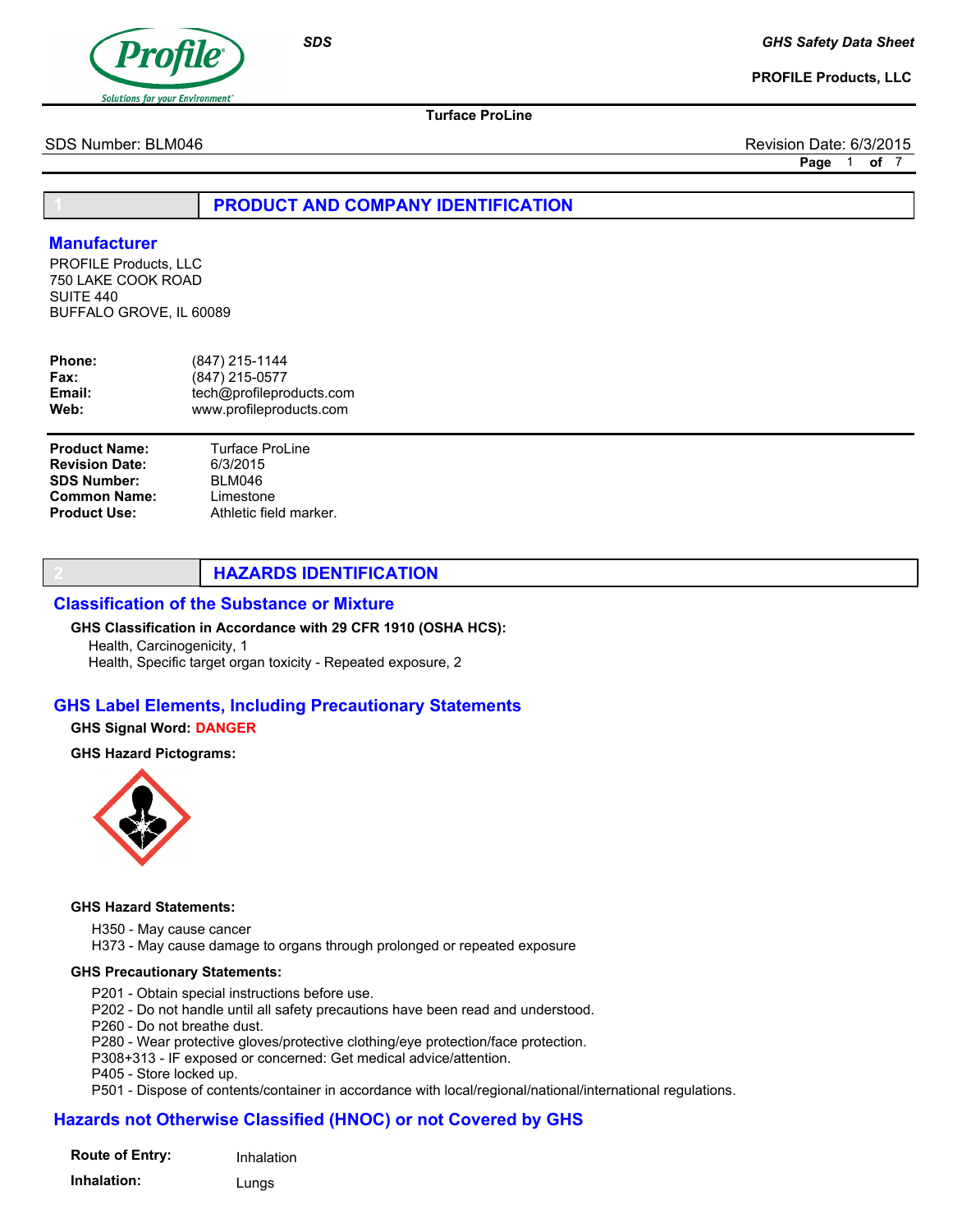# Turface ProLine

SDS Number: BLM046

Revision Date: 6/3/2015

## 1 PRODUCT AND COMPANY IDENTIFICATION

### Manufacturer

PROFILE Products, LLC
750 LAKE COOK ROAD
SUITE 440
BUFFALO GROVE, IL 60089

| | |
|---|---|
| **Phone:** | (847) 215-1144 |
| **Fax:** | (847) 215-0577 |
| **Email:** | tech@profileproducts.com |
| **Web:** | www.profileproducts.com |

| | |
|---|---|
| **Product Name:** | Turface ProLine |
| **Revision Date:** | 6/3/2015 |
| **SDS Number:** | BLM046 |
| **Common Name:** | Limestone |
| **Product Use:** | Athletic field marker. |

## 2 HAZARDS IDENTIFICATION

### Classification of the Substance or Mixture

**GHS Classification in Accordance with 29 CFR 1910 (OSHA HCS):**

Health, Carcinogenicity, 1
Health, Specific target organ toxicity - Repeated exposure, 2

### GHS Label Elements, Including Precautionary Statements

**GHS Signal Word:** DANGER

**GHS Hazard Pictograms:**

**GHS Hazard Statements:**

H350 - May cause cancer
H373 - May cause damage to organs through prolonged or repeated exposure

**GHS Precautionary Statements:**

P201 - Obtain special instructions before use.
P202 - Do not handle until all safety precautions have been read and understood.
P260 - Do not breathe dust.
P280 - Wear protective gloves/protective clothing/eye protection/face protection.
P308+313 - IF exposed or concerned: Get medical advice/attention.
P405 - Store locked up.
P501 - Dispose of contents/container in accordance with local/regional/national/international regulations.

### Hazards not Otherwise Classified (HNOC) or not Covered by GHS

| | |
|---|---|
| **Route of Entry:** | Inhalation |
| **Inhalation:** | Lungs |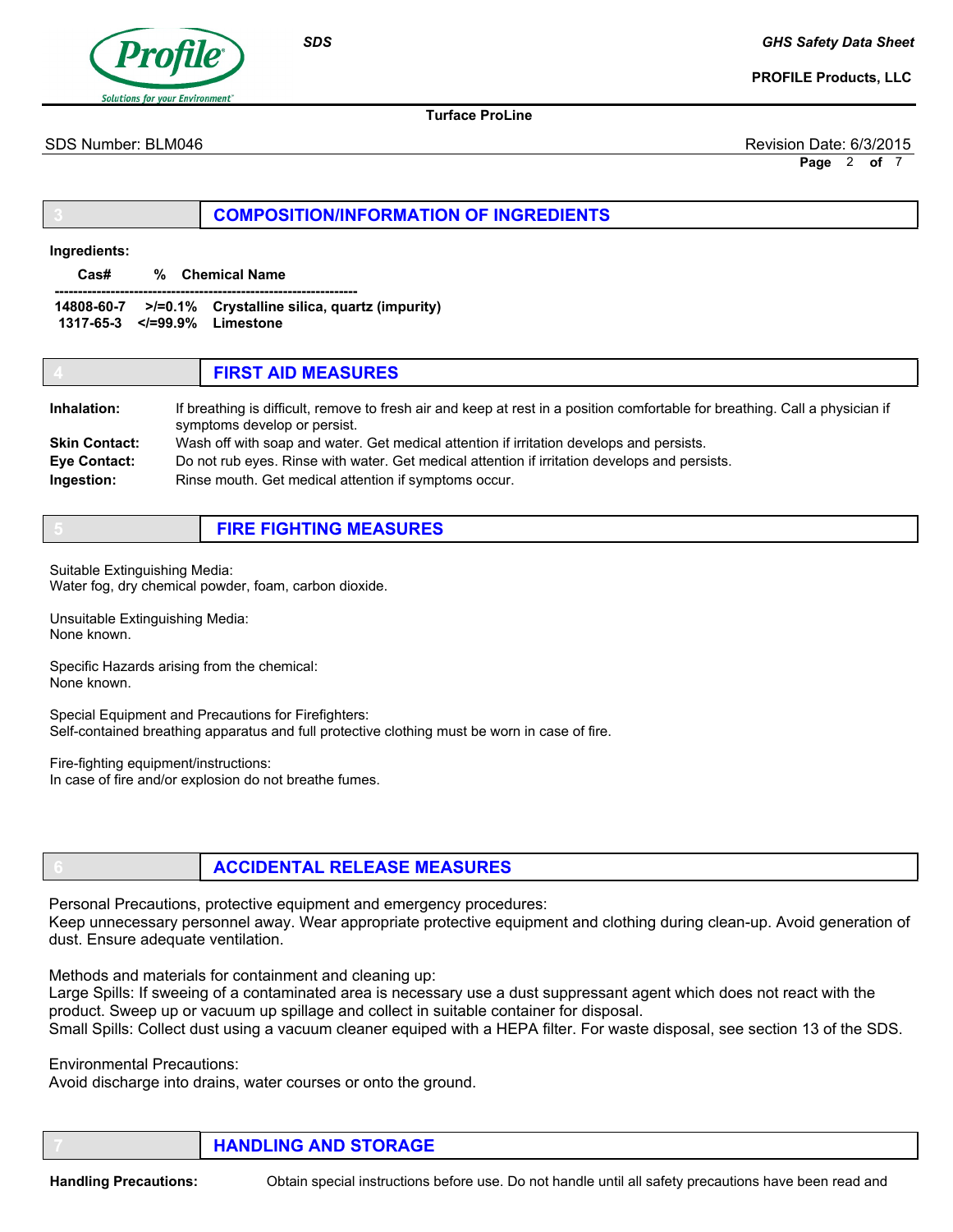## 3 COMPOSITION/INFORMATION OF INGREDIENTS

**Ingredients:**

| Cas# | % | Chemical Name |
|---|---|---|
| 14808-60-7 | >/=0.1% | Crystalline silica, quartz (impurity) |
| 1317-65-3 | </=99.9% | Limestone |

## 4 FIRST AID MEASURES

**Inhalation:** If breathing is difficult, remove to fresh air and keep at rest in a position comfortable for breathing. Call a physician if symptoms develop or persist.

**Skin Contact:** Wash off with soap and water. Get medical attention if irritation develops and persists.

**Eye Contact:** Do not rub eyes. Rinse with water. Get medical attention if irritation develops and persists.

**Ingestion:** Rinse mouth. Get medical attention if symptoms occur.

## 5 FIRE FIGHTING MEASURES

Suitable Extinguishing Media:
Water fog, dry chemical powder, foam, carbon dioxide.

Unsuitable Extinguishing Media:
None known.

Specific Hazards arising from the chemical:
None known.

Special Equipment and Precautions for Firefighters:
Self-contained breathing apparatus and full protective clothing must be worn in case of fire.

Fire-fighting equipment/instructions:
In case of fire and/or explosion do not breathe fumes.

## 6 ACCIDENTAL RELEASE MEASURES

Personal Precautions, protective equipment and emergency procedures:
Keep unnecessary personnel away. Wear appropriate protective equipment and clothing during clean-up. Avoid generation of dust. Ensure adequate ventilation.

Methods and materials for containment and cleaning up:
Large Spills: If sweeing of a contaminated area is necessary use a dust suppressant agent which does not react with the product. Sweep up or vacuum up spillage and collect in suitable container for disposal.
Small Spills: Collect dust using a vacuum cleaner equiped with a HEPA filter. For waste disposal, see section 13 of the SDS.

Environmental Precautions:
Avoid discharge into drains, water courses or onto the ground.

## 7 HANDLING AND STORAGE

**Handling Precautions:** Obtain special instructions before use. Do not handle until all safety precautions have been read and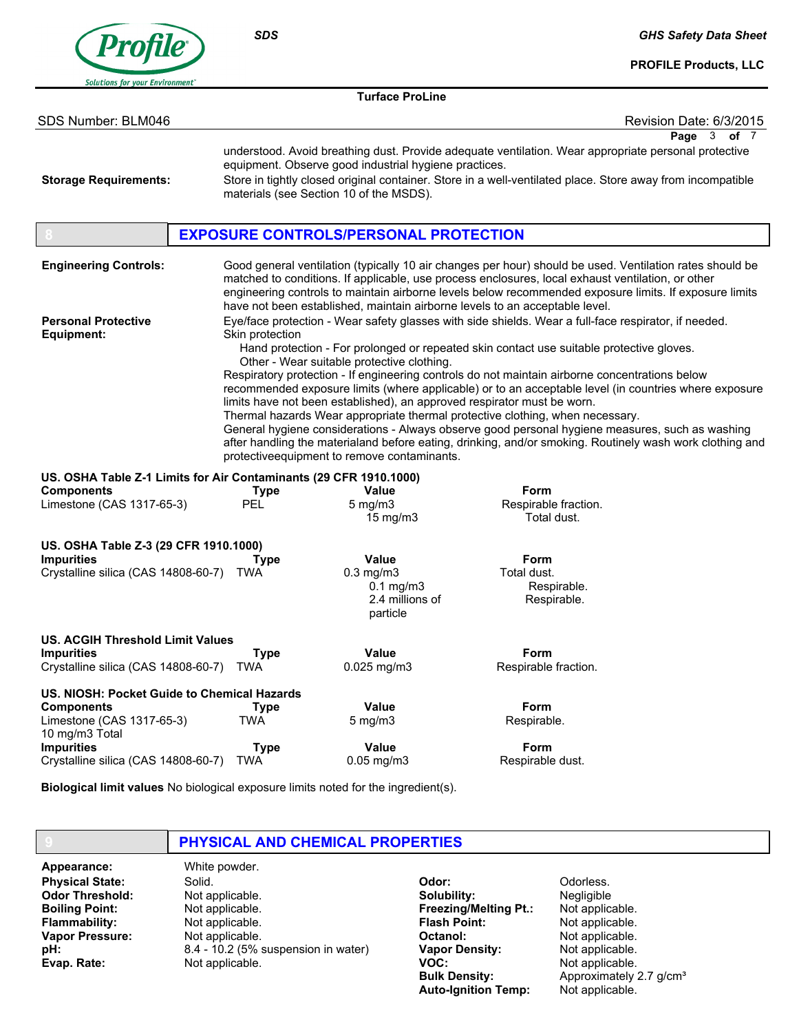understood. Avoid breathing dust. Provide adequate ventilation. Wear appropriate personal protective equipment. Observe good industrial hygiene practices.

**Storage Requirements:** Store in tightly closed original container. Store in a well-ventilated place. Store away from incompatible materials (see Section 10 of the MSDS).

## 8 EXPOSURE CONTROLS/PERSONAL PROTECTION

**Engineering Controls:** Good general ventilation (typically 10 air changes per hour) should be used. Ventilation rates should be matched to conditions. If applicable, use process enclosures, local exhaust ventilation, or other engineering controls to maintain airborne levels below recommended exposure limits. If exposure limits have not been established, maintain airborne levels to an acceptable level.

**Personal Protective Equipment:** Eye/face protection - Wear safety glasses with side shields. Wear a full-face respirator, if needed.
Skin protection
- Hand protection - For prolonged or repeated skin contact use suitable protective gloves.
- Other - Wear suitable protective clothing.

Respiratory protection - If engineering controls do not maintain airborne concentrations below recommended exposure limits (where applicable) or to an acceptable level (in countries where exposure limits have not been established), an approved respirator must be worn.
Thermal hazards Wear appropriate thermal protective clothing, when necessary.
General hygiene considerations - Always observe good personal hygiene measures, such as washing after handling the materialand before eating, drinking, and/or smoking. Routinely wash work clothing and protectiveequipment to remove contaminants.

**US. OSHA Table Z-1 Limits for Air Contaminants (29 CFR 1910.1000)**

| Components | Type | Value | Form |
|---|---|---|---|
| Limestone (CAS 1317-65-3) | PEL | 5 mg/m3 | Respirable fraction. |
| | | 15 mg/m3 | Total dust. |

**US. OSHA Table Z-3 (29 CFR 1910.1000)**

| Impurities | Type | Value | Form |
|---|---|---|---|
| Crystalline silica (CAS 14808-60-7) | TWA | 0.3 mg/m3 | Total dust. |
| | | 0.1 mg/m3 | Respirable. |
| | | 2.4 millions of particle | Respirable. |

**US. ACGIH Threshold Limit Values**

| Impurities | Type | Value | Form |
|---|---|---|---|
| Crystalline silica (CAS 14808-60-7) | TWA | 0.025 mg/m3 | Respirable fraction. |

**US. NIOSH: Pocket Guide to Chemical Hazards**

| Components | Type | Value | Form |
|---|---|---|---|
| Limestone (CAS 1317-65-3) 10 mg/m3 Total | TWA | 5 mg/m3 | Respirable. |
| **Impurities** | **Type** | **Value** | **Form** |
| Crystalline silica (CAS 14808-60-7) | TWA | 0.05 mg/m3 | Respirable dust. |

**Biological limit values** No biological exposure limits noted for the ingredient(s).

## 9 PHYSICAL AND CHEMICAL PROPERTIES

**Appearance:** White powder.

| | | | |
|---|---|---|---|
| **Physical State:** | Solid. | **Odor:** | Odorless. |
| **Odor Threshold:** | Not applicable. | **Solubility:** | Negligible |
| **Boiling Point:** | Not applicable. | **Freezing/Melting Pt.:** | Not applicable. |
| **Flammability:** | Not applicable. | **Flash Point:** | Not applicable. |
| **Vapor Pressure:** | Not applicable. | **Octanol:** | Not applicable. |
| **pH:** | 8.4 - 10.2 (5% suspension in water) | **Vapor Density:** | Not applicable. |
| **Evap. Rate:** | Not applicable. | **VOC:** | Not applicable. |
| | | **Bulk Density:** | Approximately 2.7 g/cm³ |
| | | **Auto-Ignition Temp:** | Not applicable. |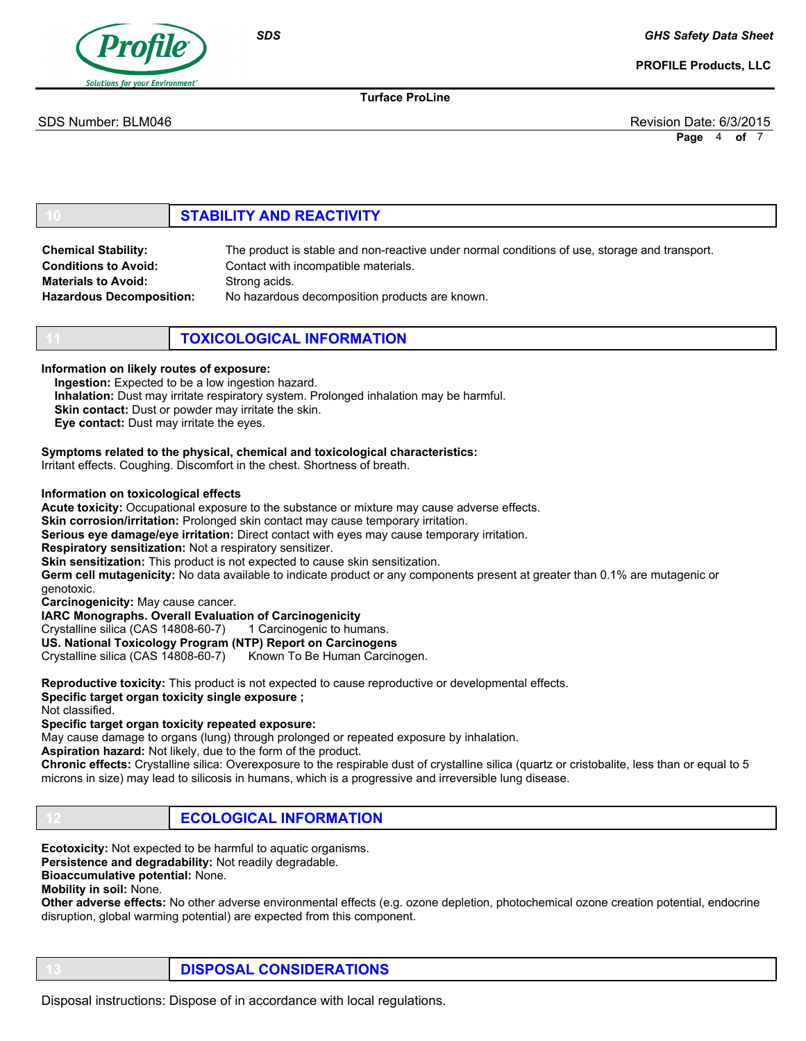## 10 STABILITY AND REACTIVITY

**Chemical Stability:** The product is stable and non-reactive under normal conditions of use, storage and transport.
**Conditions to Avoid:** Contact with incompatible materials.
**Materials to Avoid:** Strong acids.
**Hazardous Decomposition:** No hazardous decomposition products are known.

## 11 TOXICOLOGICAL INFORMATION

**Information on likely routes of exposure:**
**Ingestion:** Expected to be a low ingestion hazard.
**Inhalation:** Dust may irritate respiratory system. Prolonged inhalation may be harmful.
**Skin contact:** Dust or powder may irritate the skin.
**Eye contact:** Dust may irritate the eyes.

**Symptoms related to the physical, chemical and toxicological characteristics:**
Irritant effects. Coughing. Discomfort in the chest. Shortness of breath.

**Information on toxicological effects**
**Acute toxicity:** Occupational exposure to the substance or mixture may cause adverse effects.
**Skin corrosion/irritation:** Prolonged skin contact may cause temporary irritation.
**Serious eye damage/eye irritation:** Direct contact with eyes may cause temporary irritation.
**Respiratory sensitization:** Not a respiratory sensitizer.
**Skin sensitization:** This product is not expected to cause skin sensitization.
**Germ cell mutagenicity:** No data available to indicate product or any components present at greater than 0.1% are mutagenic or genotoxic.
**Carcinogenicity:** May cause cancer.
**IARC Monographs. Overall Evaluation of Carcinogenicity**
Crystalline silica (CAS 14808-60-7) 1 Carcinogenic to humans.
**US. National Toxicology Program (NTP) Report on Carcinogens**
Crystalline silica (CAS 14808-60-7) Known To Be Human Carcinogen.

**Reproductive toxicity:** This product is not expected to cause reproductive or developmental effects.
**Specific target organ toxicity single exposure ;**
Not classified.
**Specific target organ toxicity repeated exposure:**
May cause damage to organs (lung) through prolonged or repeated exposure by inhalation.
**Aspiration hazard:** Not likely, due to the form of the product.
**Chronic effects:** Crystalline silica: Overexposure to the respirable dust of crystalline silica (quartz or cristobalite, less than or equal to 5 microns in size) may lead to silicosis in humans, which is a progressive and irreversible lung disease.

## 12 ECOLOGICAL INFORMATION

**Ecotoxicity:** Not expected to be harmful to aquatic organisms.
**Persistence and degradability:** Not readily degradable.
**Bioaccumulative potential:** None.
**Mobility in soil:** None.
**Other adverse effects:** No other adverse environmental effects (e.g. ozone depletion, photochemical ozone creation potential, endocrine disruption, global warming potential) are expected from this component.

## 13 DISPOSAL CONSIDERATIONS

Disposal instructions: Dispose of in accordance with local regulations.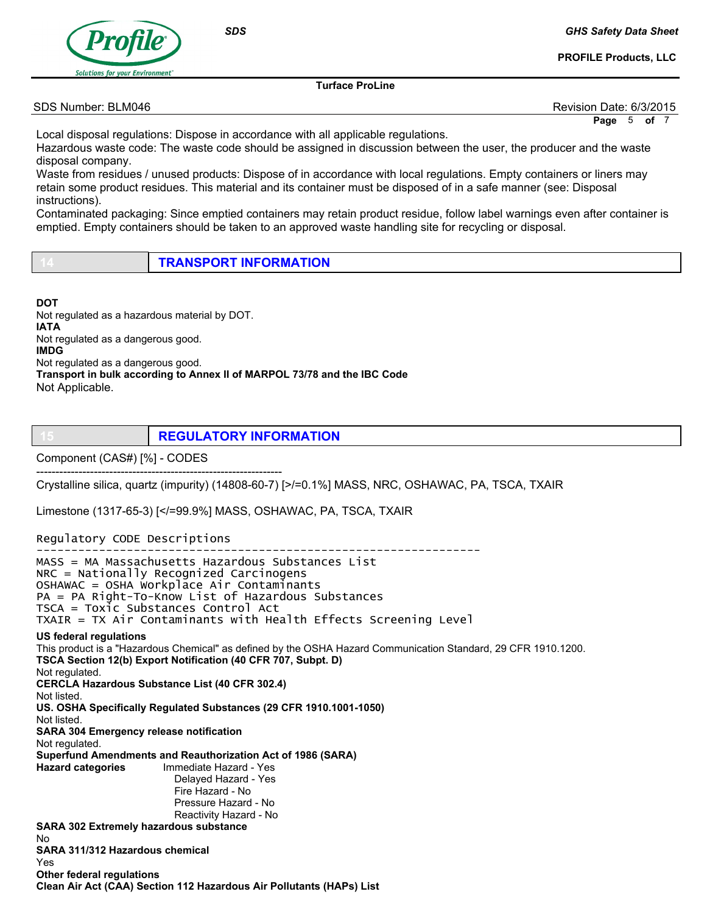Local disposal regulations: Dispose in accordance with all applicable regulations.
Hazardous waste code: The waste code should be assigned in discussion between the user, the producer and the waste disposal company.
Waste from residues / unused products: Dispose of in accordance with local regulations. Empty containers or liners may retain some product residues. This material and its container must be disposed of in a safe manner (see: Disposal instructions).
Contaminated packaging: Since emptied containers may retain product residue, follow label warnings even after container is emptied. Empty containers should be taken to an approved waste handling site for recycling or disposal.

## 14 TRANSPORT INFORMATION

**DOT**
Not regulated as a hazardous material by DOT.
**IATA**
Not regulated as a dangerous good.
**IMDG**
Not regulated as a dangerous good.
**Transport in bulk according to Annex II of MARPOL 73/78 and the IBC Code**
Not Applicable.

## 15 REGULATORY INFORMATION

Component (CAS#) [%] - CODES

----------------------------------------------------------------

Crystalline silica, quartz (impurity) (14808-60-7) [>/=0.1%] MASS, NRC, OSHAWAC, PA, TSCA, TXAIR

Limestone (1317-65-3) [</=99.9%] MASS, OSHAWAC, PA, TSCA, TXAIR

```
Regulatory CODE Descriptions
----------------------------------------------------------------
MASS = MA Massachusetts Hazardous Substances List
NRC = Nationally Recognized Carcinogens
OSHAWAC = OSHA Workplace Air Contaminants
PA = PA Right-To-Know List of Hazardous Substances
TSCA = Toxic Substances Control Act
TXAIR = TX Air Contaminants with Health Effects Screening Level
```

**US federal regulations**
This product is a "Hazardous Chemical" as defined by the OSHA Hazard Communication Standard, 29 CFR 1910.1200.
**TSCA Section 12(b) Export Notification (40 CFR 707, Subpt. D)**
Not regulated.
**CERCLA Hazardous Substance List (40 CFR 302.4)**
Not listed.
**US. OSHA Specifically Regulated Substances (29 CFR 1910.1001-1050)**
Not listed.
**SARA 304 Emergency release notification**
Not regulated.
**Superfund Amendments and Reauthorization Act of 1986 (SARA)**
**Hazard categories** Immediate Hazard - Yes
Delayed Hazard - Yes
Fire Hazard - No
Pressure Hazard - No
Reactivity Hazard - No
**SARA 302 Extremely hazardous substance**
No
**SARA 311/312 Hazardous chemical**
Yes
**Other federal regulations**
**Clean Air Act (CAA) Section 112 Hazardous Air Pollutants (HAPs) List**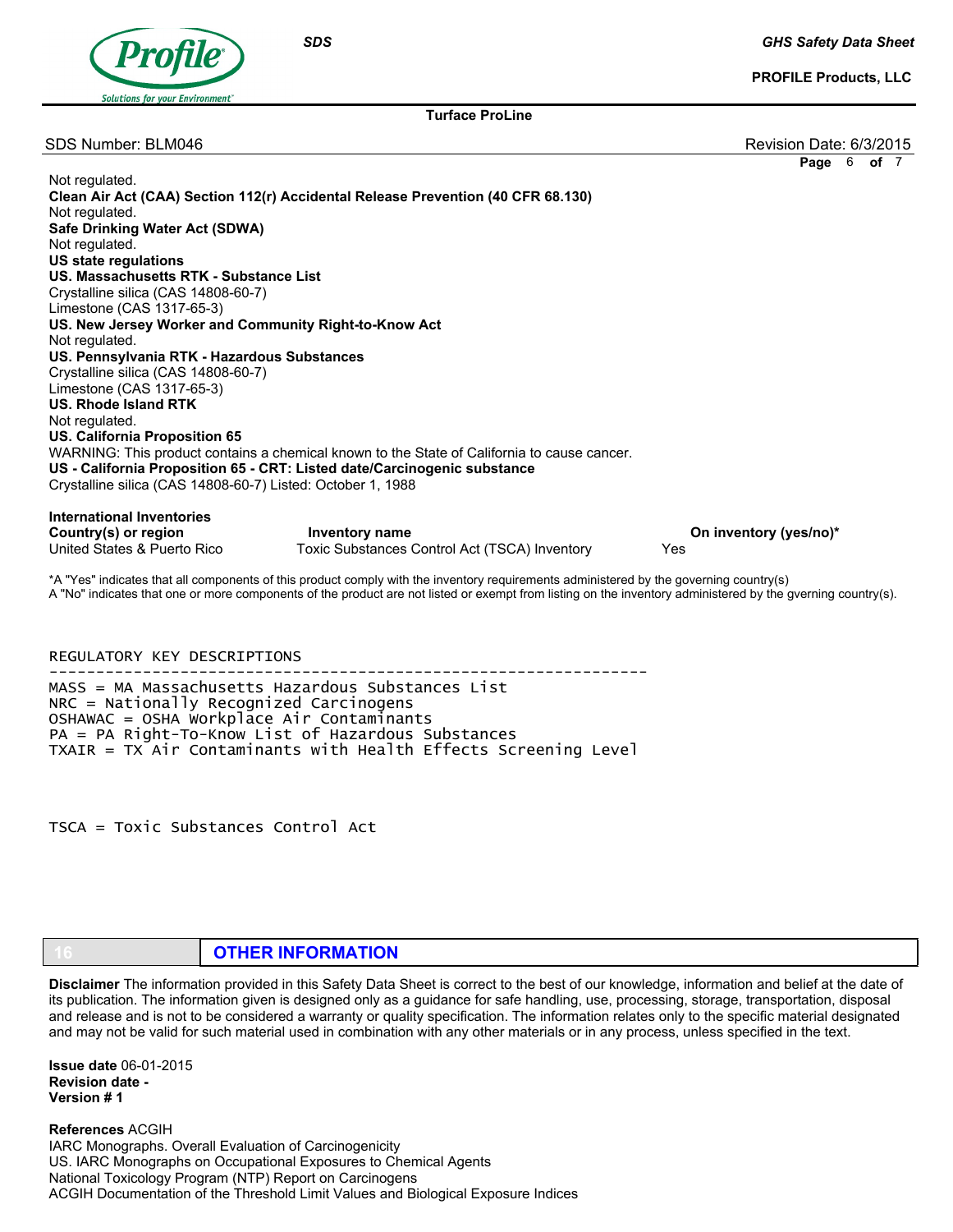Not regulated.

**Clean Air Act (CAA) Section 112(r) Accidental Release Prevention (40 CFR 68.130)**

Not regulated.

**Safe Drinking Water Act (SDWA)**

Not regulated.

**US state regulations**

**US. Massachusetts RTK - Substance List**

Crystalline silica (CAS 14808-60-7)
Limestone (CAS 1317-65-3)

**US. New Jersey Worker and Community Right-to-Know Act**

Not regulated.

**US. Pennsylvania RTK - Hazardous Substances**

Crystalline silica (CAS 14808-60-7)
Limestone (CAS 1317-65-3)

**US. Rhode Island RTK**

Not regulated.

**US. California Proposition 65**

WARNING: This product contains a chemical known to the State of California to cause cancer.

**US - California Proposition 65 - CRT: Listed date/Carcinogenic substance**

Crystalline silica (CAS 14808-60-7) Listed: October 1, 1988

**International Inventories**

| Country(s) or region | Inventory name | On inventory (yes/no)* |
|---|---|---|
| United States & Puerto Rico | Toxic Substances Control Act (TSCA) Inventory | Yes |

*A "Yes" indicates that all components of this product comply with the inventory requirements administered by the governing country(s)
A "No" indicates that one or more components of the product are not listed or exempt from listing on the inventory administered by the gverning country(s).

```
REGULATORY KEY DESCRIPTIONS
---------------------------------------------------------------
MASS = MA Massachusetts Hazardous Substances List
NRC = Nationally Recognized Carcinogens
OSHAWAC = OSHA Workplace Air Contaminants
PA = PA Right-To-Know List of Hazardous Substances
TXAIR = TX Air Contaminants with Health Effects Screening Level
```

```
TSCA = Toxic Substances Control Act
```

## 16 OTHER INFORMATION

**Disclaimer** The information provided in this Safety Data Sheet is correct to the best of our knowledge, information and belief at the date of its publication. The information given is designed only as a guidance for safe handling, use, processing, storage, transportation, disposal and release and is not to be considered a warranty or quality specification. The information relates only to the specific material designated and may not be valid for such material used in combination with any other materials or in any process, unless specified in the text.

**Issue date** 06-01-2015
**Revision date** -
**Version #** 1

**References** ACGIH
IARC Monographs. Overall Evaluation of Carcinogenicity
US. IARC Monographs on Occupational Exposures to Chemical Agents
National Toxicology Program (NTP) Report on Carcinogens
ACGIH Documentation of the Threshold Limit Values and Biological Exposure Indices